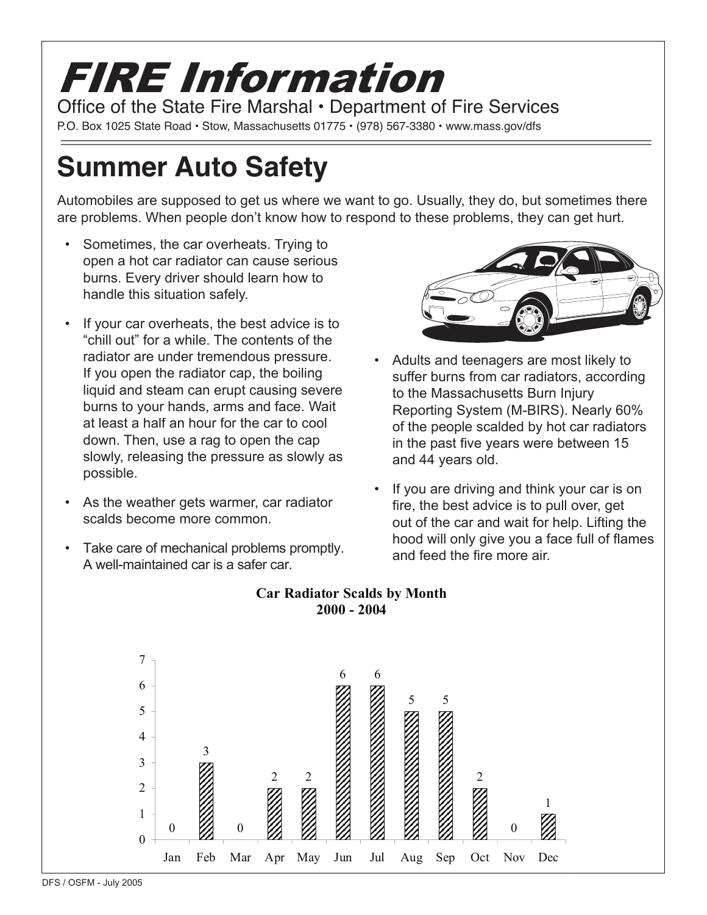# FIRE Information

Office of the State Fire Marshal • Department of Fire Services

P.O. Box 1025 State Road • Stow, Massachusetts 01775 • (978) 567-3380 • www.mass.gov/dfs

## Summer Auto Safety

Automobiles are supposed to get us where we want to go. Usually, they do, but sometimes there are problems. When people don't know how to respond to these problems, they can get hurt.

- Sometimes, the car overheats. Trying to open a hot car radiator can cause serious burns. Every driver should learn how to handle this situation safely.
- If your car overheats, the best advice is to "chill out" for a while. The contents of the radiator are under tremendous pressure. If you open the radiator cap, the boiling liquid and steam can erupt causing severe burns to your hands, arms and face. Wait at least a half an hour for the car to cool down. Then, use a rag to open the cap slowly, releasing the pressure as slowly as possible.
- As the weather gets warmer, car radiator scalds become more common.
- Take care of mechanical problems promptly. A well-maintained car is a safer car.
- Adults and teenagers are most likely to suffer burns from car radiators, according to the Massachusetts Burn Injury Reporting System (M-BIRS). Nearly 60% of the people scalded by hot car radiators in the past five years were between 15 and 44 years old.
- If you are driving and think your car is on fire, the best advice is to pull over, get out of the car and wait for help. Lifting the hood will only give you a face full of flames and feed the fire more air.

**Car Radiator Scalds by Month**
**2000 - 2004**

| Month | Jan | Feb | Mar | Apr | May | Jun | Jul | Aug | Sep | Oct | Nov | Dec |
|---|---|---|---|---|---|---|---|---|---|---|---|---|
| Scalds | 0 | 3 | 0 | 2 | 2 | 6 | 6 | 5 | 5 | 2 | 0 | 1 |

DFS / OSFM - July 2005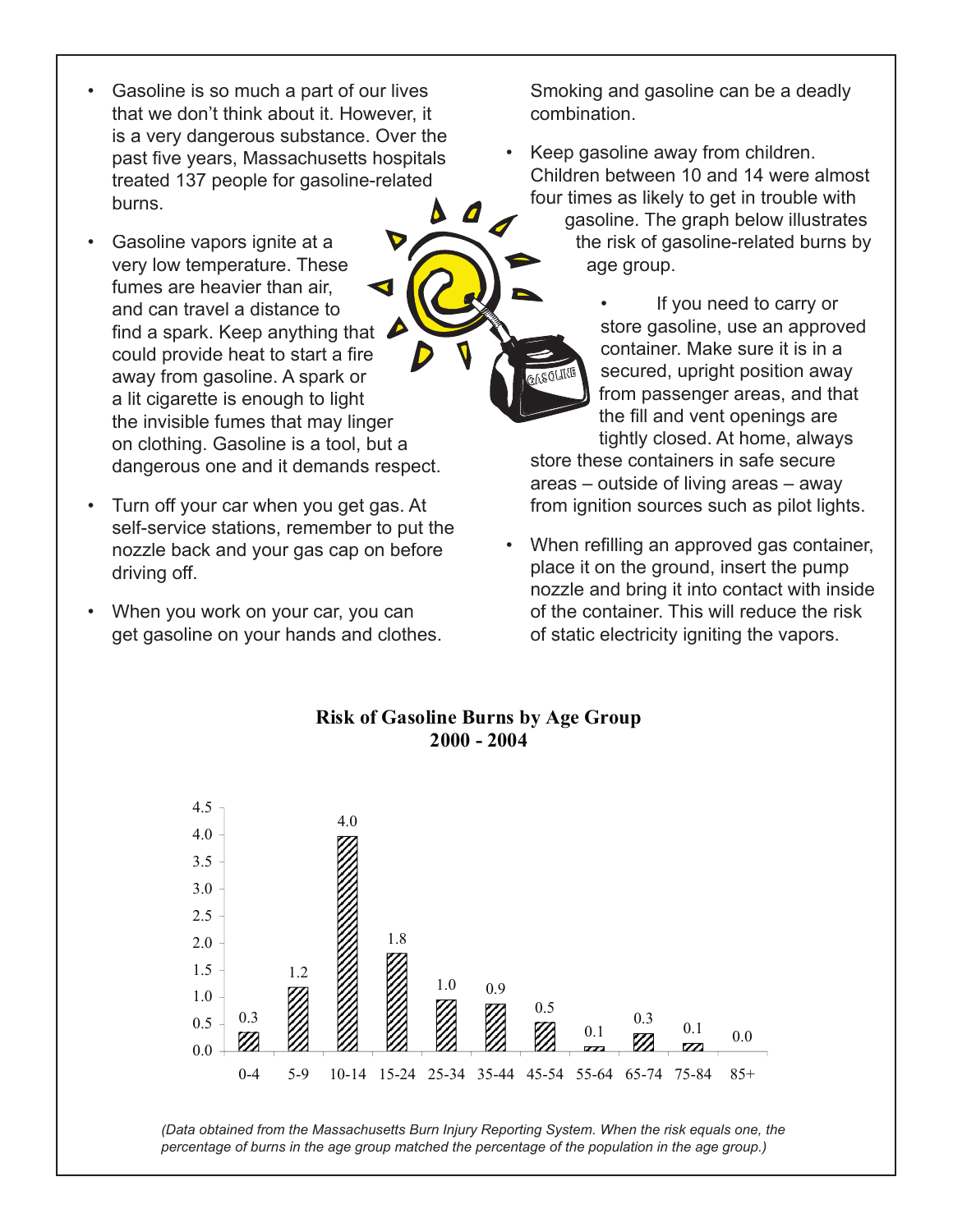- Gasoline is so much a part of our lives that we don't think about it. However, it is a very dangerous substance. Over the past five years, Massachusetts hospitals treated 137 people for gasoline-related burns.

- Gasoline vapors ignite at a very low temperature. These fumes are heavier than air, and can travel a distance to find a spark. Keep anything that could provide heat to start a fire away from gasoline. A spark or a lit cigarette is enough to light the invisible fumes that may linger on clothing. Gasoline is a tool, but a dangerous one and it demands respect.

- Turn off your car when you get gas. At self-service stations, remember to put the nozzle back and your gas cap on before driving off.

- When you work on your car, you can get gasoline on your hands and clothes. Smoking and gasoline can be a deadly combination.

- Keep gasoline away from children. Children between 10 and 14 were almost four times as likely to get in trouble with gasoline. The graph below illustrates the risk of gasoline-related burns by age group.

- If you need to carry or store gasoline, use an approved container. Make sure it is in a secured, upright position away from passenger areas, and that the fill and vent openings are tightly closed. At home, always store these containers in safe secure areas – outside of living areas – away from ignition sources such as pilot lights.

- When refilling an approved gas container, place it on the ground, insert the pump nozzle and bring it into contact with inside of the container. This will reduce the risk of static electricity igniting the vapors.

**Risk of Gasoline Burns by Age Group**
**2000 - 2004**

4.5
4.0
3.5
3.0
2.5
2.0
1.5
1.0
0.5
0.0

0.3 1.2 4.0 1.8 1.0 0.9 0.5 0.1 0.3 0.1 0.0

0-4 5-9 10-14 15-24 25-34 35-44 45-54 55-64 65-74 75-84 85+

*(Data obtained from the Massachusetts Burn Injury Reporting System. When the risk equals one, the percentage of burns in the age group matched the percentage of the population in the age group.)*